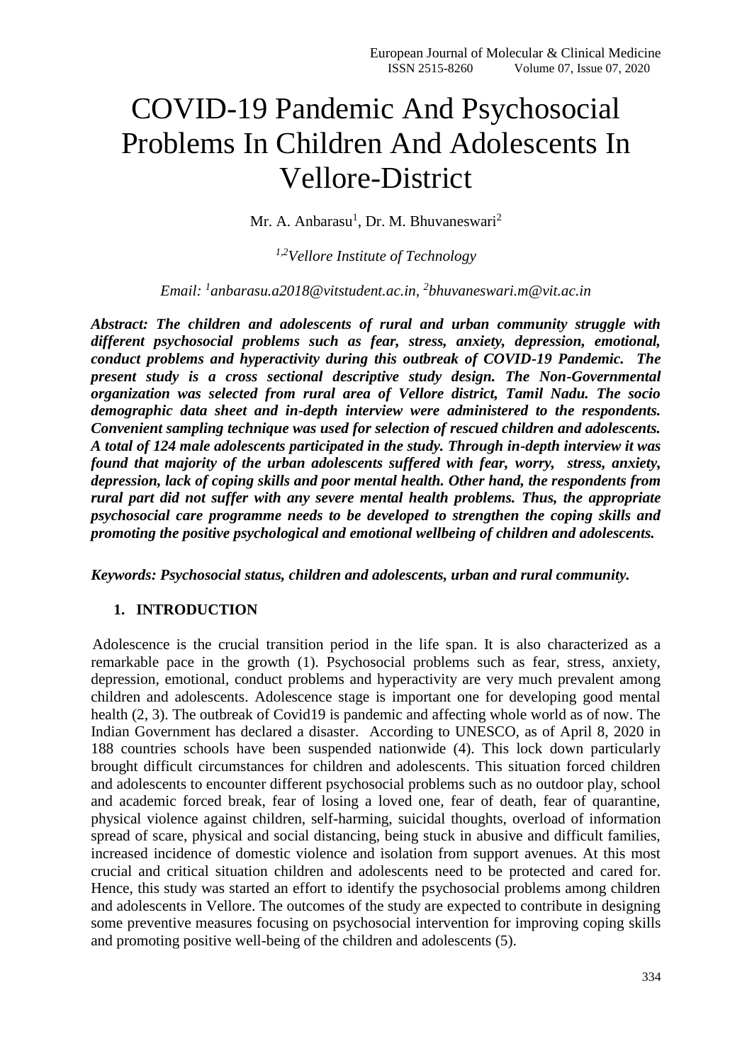# COVID-19 Pandemic And Psychosocial Problems In Children And Adolescents In Vellore-District

Mr. A. Anbarasu[1], Dr. M. Bhuvaneswari[2]

[1,2]*Vellore Institute of Technology*

*Email: [1]anbarasu.a2018@vitstudent.ac.in, [2]bhuvaneswari.m@vit.ac.in*

***Abstract: The children and adolescents of rural and urban community struggle with different psychosocial problems such as fear, stress, anxiety, depression, emotional, conduct problems and hyperactivity during this outbreak of COVID-19 Pandemic. The present study is a cross sectional descriptive study design. The Non-Governmental organization was selected from rural area of Vellore district, Tamil Nadu. The socio demographic data sheet and in-depth interview were administered to the respondents. Convenient sampling technique was used for selection of rescued children and adolescents. A total of 124 male adolescents participated in the study. Through in-depth interview it was found that majority of the urban adolescents suffered with fear, worry, stress, anxiety, depression, lack of coping skills and poor mental health. Other hand, the respondents from rural part did not suffer with any severe mental health problems. Thus, the appropriate psychosocial care programme needs to be developed to strengthen the coping skills and promoting the positive psychological and emotional wellbeing of children and adolescents.***

***Keywords: Psychosocial status, children and adolescents, urban and rural community.***

## 1. INTRODUCTION

Adolescence is the crucial transition period in the life span. It is also characterized as a remarkable pace in the growth (1). Psychosocial problems such as fear, stress, anxiety, depression, emotional, conduct problems and hyperactivity are very much prevalent among children and adolescents. Adolescence stage is important one for developing good mental health (2, 3). The outbreak of Covid19 is pandemic and affecting whole world as of now. The Indian Government has declared a disaster. According to UNESCO, as of April 8, 2020 in 188 countries schools have been suspended nationwide (4). This lock down particularly brought difficult circumstances for children and adolescents. This situation forced children and adolescents to encounter different psychosocial problems such as no outdoor play, school and academic forced break, fear of losing a loved one, fear of death, fear of quarantine, physical violence against children, self-harming, suicidal thoughts, overload of information spread of scare, physical and social distancing, being stuck in abusive and difficult families, increased incidence of domestic violence and isolation from support avenues. At this most crucial and critical situation children and adolescents need to be protected and cared for. Hence, this study was started an effort to identify the psychosocial problems among children and adolescents in Vellore. The outcomes of the study are expected to contribute in designing some preventive measures focusing on psychosocial intervention for improving coping skills and promoting positive well-being of the children and adolescents (5).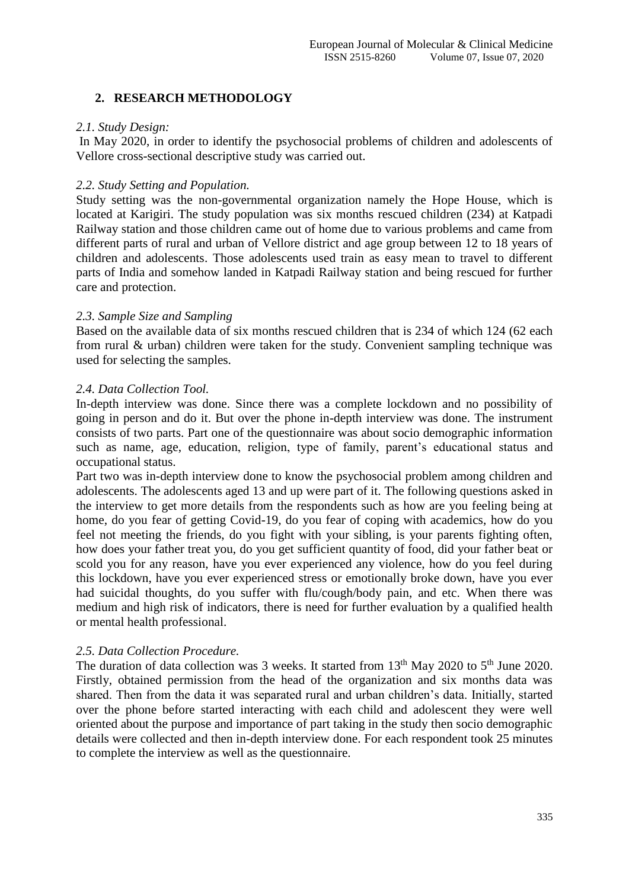## 2. RESEARCH METHODOLOGY

*2.1. Study Design:*

In May 2020, in order to identify the psychosocial problems of children and adolescents of Vellore cross-sectional descriptive study was carried out.

*2.2. Study Setting and Population.*

Study setting was the non-governmental organization namely the Hope House, which is located at Karigiri. The study population was six months rescued children (234) at Katpadi Railway station and those children came out of home due to various problems and came from different parts of rural and urban of Vellore district and age group between 12 to 18 years of children and adolescents. Those adolescents used train as easy mean to travel to different parts of India and somehow landed in Katpadi Railway station and being rescued for further care and protection.

*2.3. Sample Size and Sampling*

Based on the available data of six months rescued children that is 234 of which 124 (62 each from rural & urban) children were taken for the study. Convenient sampling technique was used for selecting the samples.

*2.4. Data Collection Tool.*

In-depth interview was done. Since there was a complete lockdown and no possibility of going in person and do it. But over the phone in-depth interview was done. The instrument consists of two parts. Part one of the questionnaire was about socio demographic information such as name, age, education, religion, type of family, parent's educational status and occupational status.

Part two was in-depth interview done to know the psychosocial problem among children and adolescents. The adolescents aged 13 and up were part of it. The following questions asked in the interview to get more details from the respondents such as how are you feeling being at home, do you fear of getting Covid-19, do you fear of coping with academics, how do you feel not meeting the friends, do you fight with your sibling, is your parents fighting often, how does your father treat you, do you get sufficient quantity of food, did your father beat or scold you for any reason, have you ever experienced any violence, how do you feel during this lockdown, have you ever experienced stress or emotionally broke down, have you ever had suicidal thoughts, do you suffer with flu/cough/body pain, and etc. When there was medium and high risk of indicators, there is need for further evaluation by a qualified health or mental health professional.

*2.5. Data Collection Procedure.*

The duration of data collection was 3 weeks. It started from 13th May 2020 to 5th June 2020. Firstly, obtained permission from the head of the organization and six months data was shared. Then from the data it was separated rural and urban children's data. Initially, started over the phone before started interacting with each child and adolescent they were well oriented about the purpose and importance of part taking in the study then socio demographic details were collected and then in-depth interview done. For each respondent took 25 minutes to complete the interview as well as the questionnaire.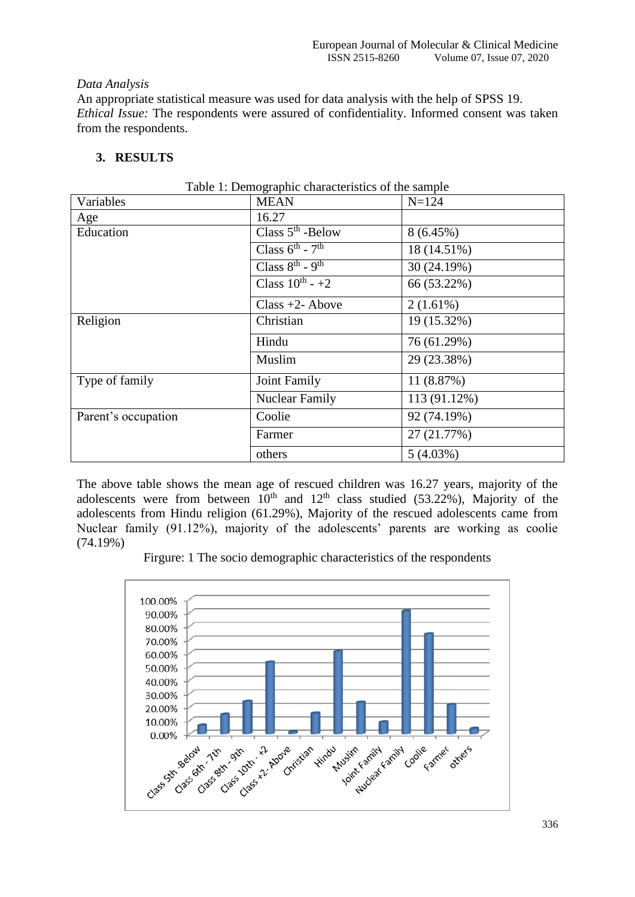*Data Analysis*

An appropriate statistical measure was used for data analysis with the help of SPSS 19.

*Ethical Issue:* The respondents were assured of confidentiality. Informed consent was taken from the respondents.

## 3. RESULTS

Table 1: Demographic characteristics of the sample

| Variables | MEAN | N=124 |
|---|---|---|
| Age | 16.27 | |
| Education | Class 5th -Below | 8 (6.45%) |
| | Class 6th - 7th | 18 (14.51%) |
| | Class 8th - 9th | 30 (24.19%) |
| | Class 10th - +2 | 66 (53.22%) |
| | Class +2- Above | 2 (1.61%) |
| Religion | Christian | 19 (15.32%) |
| | Hindu | 76 (61.29%) |
| | Muslim | 29 (23.38%) |
| Type of family | Joint Family | 11 (8.87%) |
| | Nuclear Family | 113 (91.12%) |
| Parent's occupation | Coolie | 92 (74.19%) |
| | Farmer | 27 (21.77%) |
| | others | 5 (4.03%) |

The above table shows the mean age of rescued children was 16.27 years, majority of the adolescents were from between 10th and 12th class studied (53.22%), Majority of the adolescents from Hindu religion (61.29%), Majority of the rescued adolescents came from Nuclear family (91.12%), majority of the adolescents' parents are working as coolie (74.19%)

Firgure: 1 The socio demographic characteristics of the respondents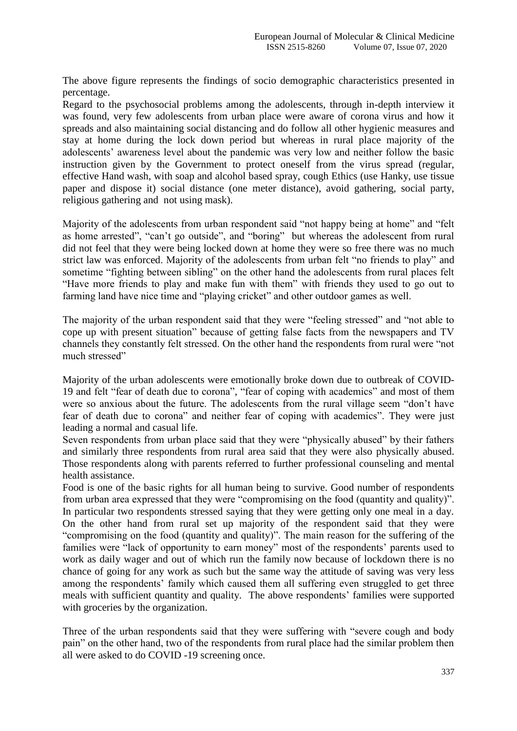The above figure represents the findings of socio demographic characteristics presented in percentage.

Regard to the psychosocial problems among the adolescents, through in-depth interview it was found, very few adolescents from urban place were aware of corona virus and how it spreads and also maintaining social distancing and do follow all other hygienic measures and stay at home during the lock down period but whereas in rural place majority of the adolescents' awareness level about the pandemic was very low and neither follow the basic instruction given by the Government to protect oneself from the virus spread (regular, effective Hand wash, with soap and alcohol based spray, cough Ethics (use Hanky, use tissue paper and dispose it) social distance (one meter distance), avoid gathering, social party, religious gathering and not using mask).

Majority of the adolescents from urban respondent said "not happy being at home" and "felt as home arrested", "can't go outside", and "boring" but whereas the adolescent from rural did not feel that they were being locked down at home they were so free there was no much strict law was enforced. Majority of the adolescents from urban felt "no friends to play" and sometime "fighting between sibling" on the other hand the adolescents from rural places felt "Have more friends to play and make fun with them" with friends they used to go out to farming land have nice time and "playing cricket" and other outdoor games as well.

The majority of the urban respondent said that they were "feeling stressed" and "not able to cope up with present situation" because of getting false facts from the newspapers and TV channels they constantly felt stressed. On the other hand the respondents from rural were "not much stressed"

Majority of the urban adolescents were emotionally broke down due to outbreak of COVID-19 and felt "fear of death due to corona", "fear of coping with academics" and most of them were so anxious about the future. The adolescents from the rural village seem "don't have fear of death due to corona" and neither fear of coping with academics". They were just leading a normal and casual life.

Seven respondents from urban place said that they were "physically abused" by their fathers and similarly three respondents from rural area said that they were also physically abused. Those respondents along with parents referred to further professional counseling and mental health assistance.

Food is one of the basic rights for all human being to survive. Good number of respondents from urban area expressed that they were "compromising on the food (quantity and quality)". In particular two respondents stressed saying that they were getting only one meal in a day. On the other hand from rural set up majority of the respondent said that they were "compromising on the food (quantity and quality)". The main reason for the suffering of the families were "lack of opportunity to earn money" most of the respondents' parents used to work as daily wager and out of which run the family now because of lockdown there is no chance of going for any work as such but the same way the attitude of saving was very less among the respondents' family which caused them all suffering even struggled to get three meals with sufficient quantity and quality. The above respondents' families were supported with groceries by the organization.

Three of the urban respondents said that they were suffering with "severe cough and body pain" on the other hand, two of the respondents from rural place had the similar problem then all were asked to do COVID -19 screening once.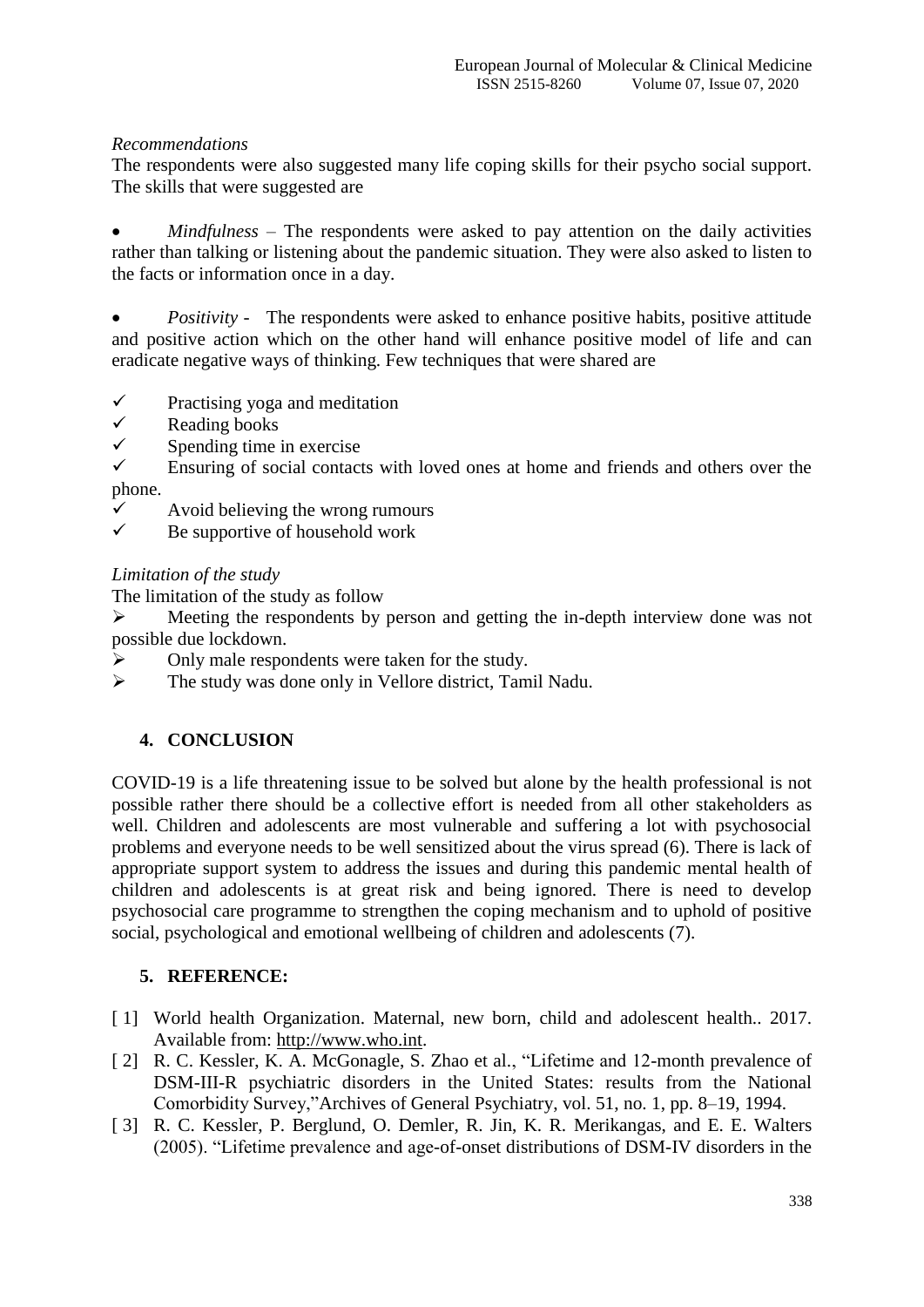*Recommendations*

The respondents were also suggested many life coping skills for their psycho social support. The skills that were suggested are

- *Mindfulness* – The respondents were asked to pay attention on the daily activities rather than talking or listening about the pandemic situation. They were also asked to listen to the facts or information once in a day.

- *Positivity* - The respondents were asked to enhance positive habits, positive attitude and positive action which on the other hand will enhance positive model of life and can eradicate negative ways of thinking. Few techniques that were shared are

  - ✓ Practising yoga and meditation
  - ✓ Reading books
  - ✓ Spending time in exercise
  - ✓ Ensuring of social contacts with loved ones at home and friends and others over the phone.
  - ✓ Avoid believing the wrong rumours
  - ✓ Be supportive of household work

*Limitation of the study*

The limitation of the study as follow

- ➢ Meeting the respondents by person and getting the in-depth interview done was not possible due lockdown.
- ➢ Only male respondents were taken for the study.
- ➢ The study was done only in Vellore district, Tamil Nadu.

## 4. CONCLUSION

COVID-19 is a life threatening issue to be solved but alone by the health professional is not possible rather there should be a collective effort is needed from all other stakeholders as well. Children and adolescents are most vulnerable and suffering a lot with psychosocial problems and everyone needs to be well sensitized about the virus spread (6). There is lack of appropriate support system to address the issues and during this pandemic mental health of children and adolescents is at great risk and being ignored. There is need to develop psychosocial care programme to strengthen the coping mechanism and to uphold of positive social, psychological and emotional wellbeing of children and adolescents (7).

## 5. REFERENCE:

[1] World health Organization. Maternal, new born, child and adolescent health.. 2017. Available from: http://www.who.int.

[2] R. C. Kessler, K. A. McGonagle, S. Zhao et al., "Lifetime and 12-month prevalence of DSM-III-R psychiatric disorders in the United States: results from the National Comorbidity Survey,"Archives of General Psychiatry, vol. 51, no. 1, pp. 8–19, 1994.

[3] R. C. Kessler, P. Berglund, O. Demler, R. Jin, K. R. Merikangas, and E. E. Walters (2005). "Lifetime prevalence and age-of-onset distributions of DSM-IV disorders in the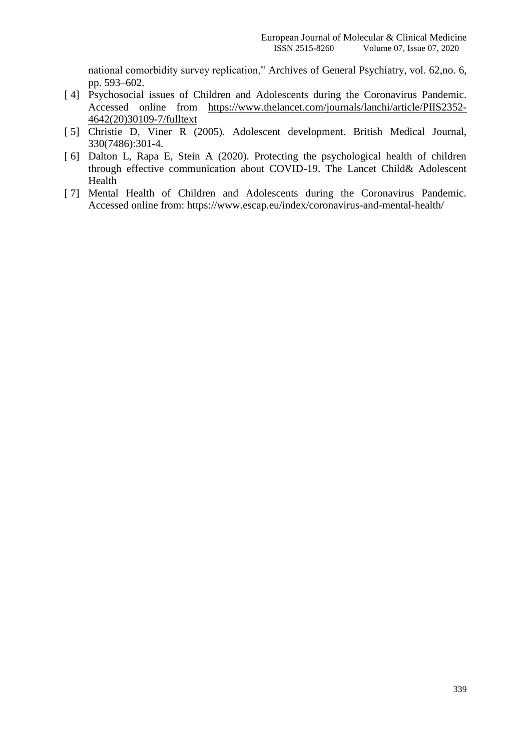national comorbidity survey replication," Archives of General Psychiatry, vol. 62,no. 6, pp. 593–602.

[ 4] Psychosocial issues of Children and Adolescents during the Coronavirus Pandemic. Accessed online from https://www.thelancet.com/journals/lanchi/article/PIIS2352-4642(20)30109-7/fulltext

[ 5] Christie D, Viner R (2005). Adolescent development. British Medical Journal, 330(7486):301-4.

[ 6] Dalton L, Rapa E, Stein A (2020). Protecting the psychological health of children through effective communication about COVID-19. The Lancet Child& Adolescent Health

[ 7] Mental Health of Children and Adolescents during the Coronavirus Pandemic. Accessed online from: https://www.escap.eu/index/coronavirus-and-mental-health/